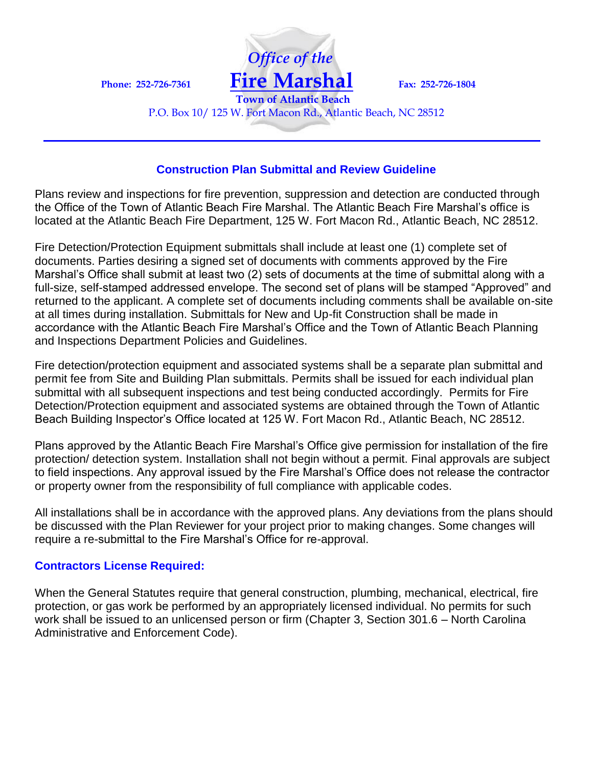Phone: 252-726-7361

*Office of the*

# Fire Marshal

**Town of Atlantic Beach**

Fax: 252-726-1804

P.O. Box 10/ 125 W. Fort Macon Rd., Atlantic Beach, NC 28512

---

## Construction Plan Submittal and Review Guideline

Plans review and inspections for fire prevention, suppression and detection are conducted through the Office of the Town of Atlantic Beach Fire Marshal. The Atlantic Beach Fire Marshal's office is located at the Atlantic Beach Fire Department, 125 W. Fort Macon Rd., Atlantic Beach, NC 28512.

Fire Detection/Protection Equipment submittals shall include at least one (1) complete set of documents. Parties desiring a signed set of documents with comments approved by the Fire Marshal's Office shall submit at least two (2) sets of documents at the time of submittal along with a full-size, self-stamped addressed envelope. The second set of plans will be stamped "Approved" and returned to the applicant. A complete set of documents including comments shall be available on-site at all times during installation. Submittals for New and Up-fit Construction shall be made in accordance with the Atlantic Beach Fire Marshal's Office and the Town of Atlantic Beach Planning and Inspections Department Policies and Guidelines.

Fire detection/protection equipment and associated systems shall be a separate plan submittal and permit fee from Site and Building Plan submittals. Permits shall be issued for each individual plan submittal with all subsequent inspections and test being conducted accordingly. Permits for Fire Detection/Protection equipment and associated systems are obtained through the Town of Atlantic Beach Building Inspector's Office located at 125 W. Fort Macon Rd., Atlantic Beach, NC 28512.

Plans approved by the Atlantic Beach Fire Marshal's Office give permission for installation of the fire protection/ detection system. Installation shall not begin without a permit. Final approvals are subject to field inspections. Any approval issued by the Fire Marshal's Office does not release the contractor or property owner from the responsibility of full compliance with applicable codes.

All installations shall be in accordance with the approved plans. Any deviations from the plans should be discussed with the Plan Reviewer for your project prior to making changes. Some changes will require a re-submittal to the Fire Marshal's Office for re-approval.

### Contractors License Required:

When the General Statutes require that general construction, plumbing, mechanical, electrical, fire protection, or gas work be performed by an appropriately licensed individual. No permits for such work shall be issued to an unlicensed person or firm (Chapter 3, Section 301.6 – North Carolina Administrative and Enforcement Code).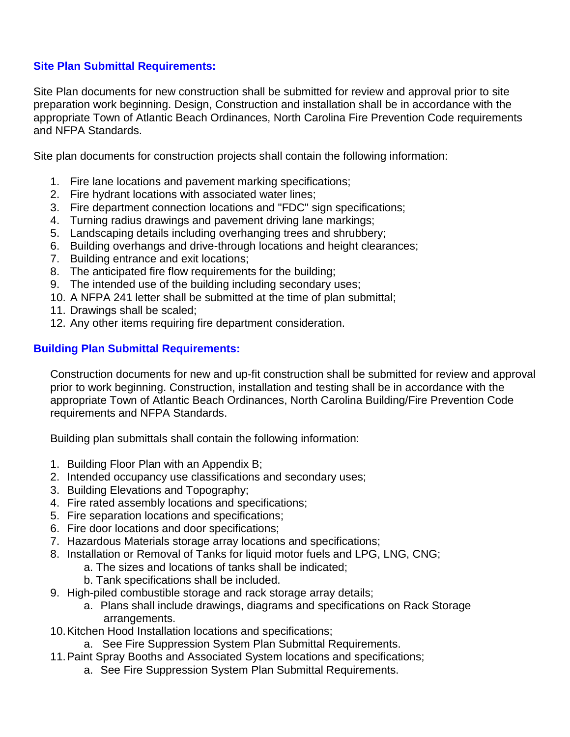## Site Plan Submittal Requirements:

Site Plan documents for new construction shall be submitted for review and approval prior to site preparation work beginning. Design, Construction and installation shall be in accordance with the appropriate Town of Atlantic Beach Ordinances, North Carolina Fire Prevention Code requirements and NFPA Standards.

Site plan documents for construction projects shall contain the following information:

1. Fire lane locations and pavement marking specifications;
2. Fire hydrant locations with associated water lines;
3. Fire department connection locations and "FDC" sign specifications;
4. Turning radius drawings and pavement driving lane markings;
5. Landscaping details including overhanging trees and shrubbery;
6. Building overhangs and drive-through locations and height clearances;
7. Building entrance and exit locations;
8. The anticipated fire flow requirements for the building;
9. The intended use of the building including secondary uses;
10. A NFPA 241 letter shall be submitted at the time of plan submittal;
11. Drawings shall be scaled;
12. Any other items requiring fire department consideration.

## Building Plan Submittal Requirements:

Construction documents for new and up-fit construction shall be submitted for review and approval prior to work beginning. Construction, installation and testing shall be in accordance with the appropriate Town of Atlantic Beach Ordinances, North Carolina Building/Fire Prevention Code requirements and NFPA Standards.

Building plan submittals shall contain the following information:

1. Building Floor Plan with an Appendix B;
2. Intended occupancy use classifications and secondary uses;
3. Building Elevations and Topography;
4. Fire rated assembly locations and specifications;
5. Fire separation locations and specifications;
6. Fire door locations and door specifications;
7. Hazardous Materials storage array locations and specifications;
8. Installation or Removal of Tanks for liquid motor fuels and LPG, LNG, CNG;
   a. The sizes and locations of tanks shall be indicated;
   b. Tank specifications shall be included.
9. High-piled combustible storage and rack storage array details;
   a. Plans shall include drawings, diagrams and specifications on Rack Storage arrangements.
10. Kitchen Hood Installation locations and specifications;
    a. See Fire Suppression System Plan Submittal Requirements.
11. Paint Spray Booths and Associated System locations and specifications;
    a. See Fire Suppression System Plan Submittal Requirements.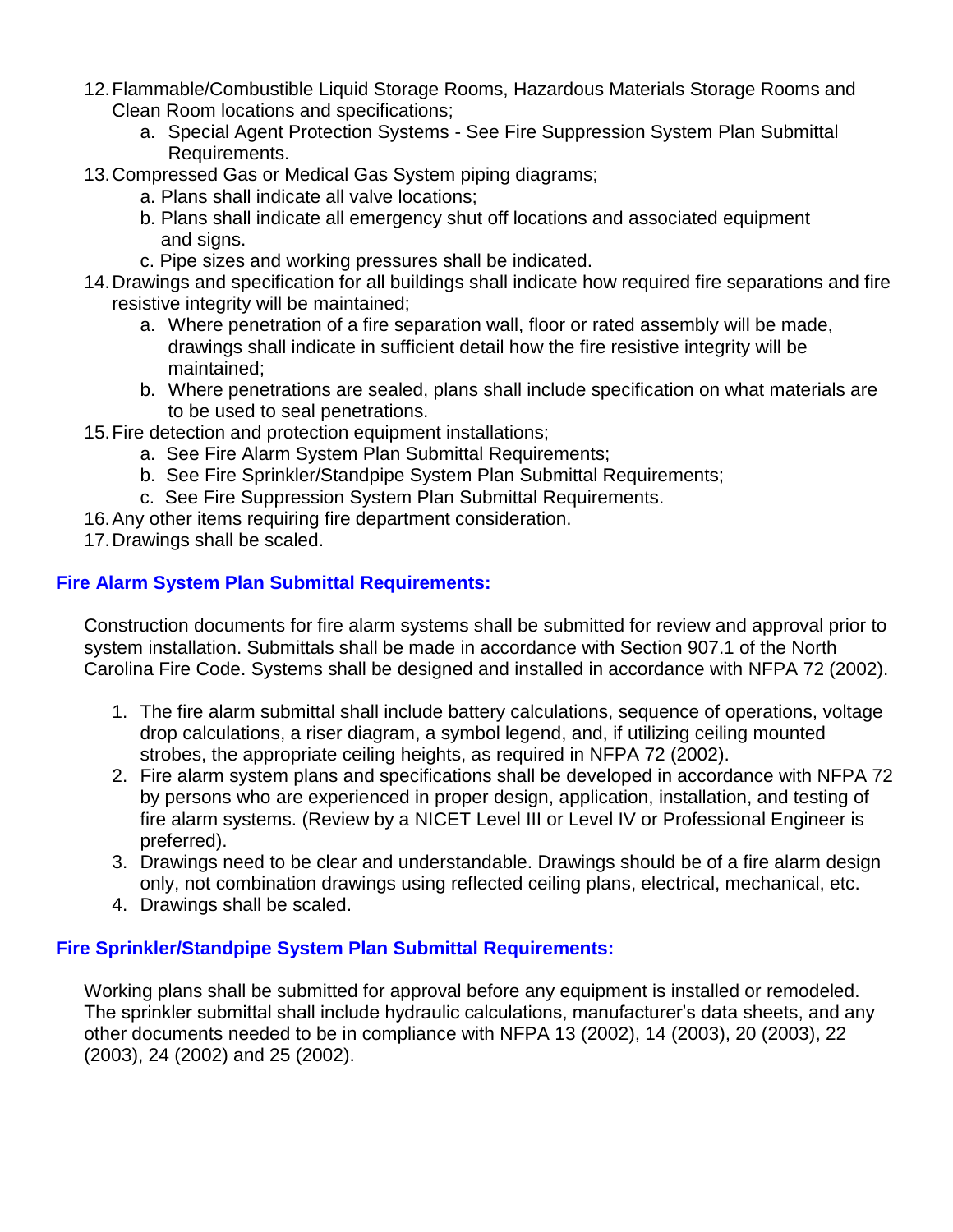12. Flammable/Combustible Liquid Storage Rooms, Hazardous Materials Storage Rooms and Clean Room locations and specifications;
    a. Special Agent Protection Systems - See Fire Suppression System Plan Submittal Requirements.
13. Compressed Gas or Medical Gas System piping diagrams;
    a. Plans shall indicate all valve locations;
    b. Plans shall indicate all emergency shut off locations and associated equipment and signs.
    c. Pipe sizes and working pressures shall be indicated.
14. Drawings and specification for all buildings shall indicate how required fire separations and fire resistive integrity will be maintained;
    a. Where penetration of a fire separation wall, floor or rated assembly will be made, drawings shall indicate in sufficient detail how the fire resistive integrity will be maintained;
    b. Where penetrations are sealed, plans shall include specification on what materials are to be used to seal penetrations.
15. Fire detection and protection equipment installations;
    a. See Fire Alarm System Plan Submittal Requirements;
    b. See Fire Sprinkler/Standpipe System Plan Submittal Requirements;
    c. See Fire Suppression System Plan Submittal Requirements.
16. Any other items requiring fire department consideration.
17. Drawings shall be scaled.

## Fire Alarm System Plan Submittal Requirements:

Construction documents for fire alarm systems shall be submitted for review and approval prior to system installation. Submittals shall be made in accordance with Section 907.1 of the North Carolina Fire Code. Systems shall be designed and installed in accordance with NFPA 72 (2002).

1. The fire alarm submittal shall include battery calculations, sequence of operations, voltage drop calculations, a riser diagram, a symbol legend, and, if utilizing ceiling mounted strobes, the appropriate ceiling heights, as required in NFPA 72 (2002).
2. Fire alarm system plans and specifications shall be developed in accordance with NFPA 72 by persons who are experienced in proper design, application, installation, and testing of fire alarm systems. (Review by a NICET Level III or Level IV or Professional Engineer is preferred).
3. Drawings need to be clear and understandable. Drawings should be of a fire alarm design only, not combination drawings using reflected ceiling plans, electrical, mechanical, etc.
4. Drawings shall be scaled.

## Fire Sprinkler/Standpipe System Plan Submittal Requirements:

Working plans shall be submitted for approval before any equipment is installed or remodeled. The sprinkler submittal shall include hydraulic calculations, manufacturer's data sheets, and any other documents needed to be in compliance with NFPA 13 (2002), 14 (2003), 20 (2003), 22 (2003), 24 (2002) and 25 (2002).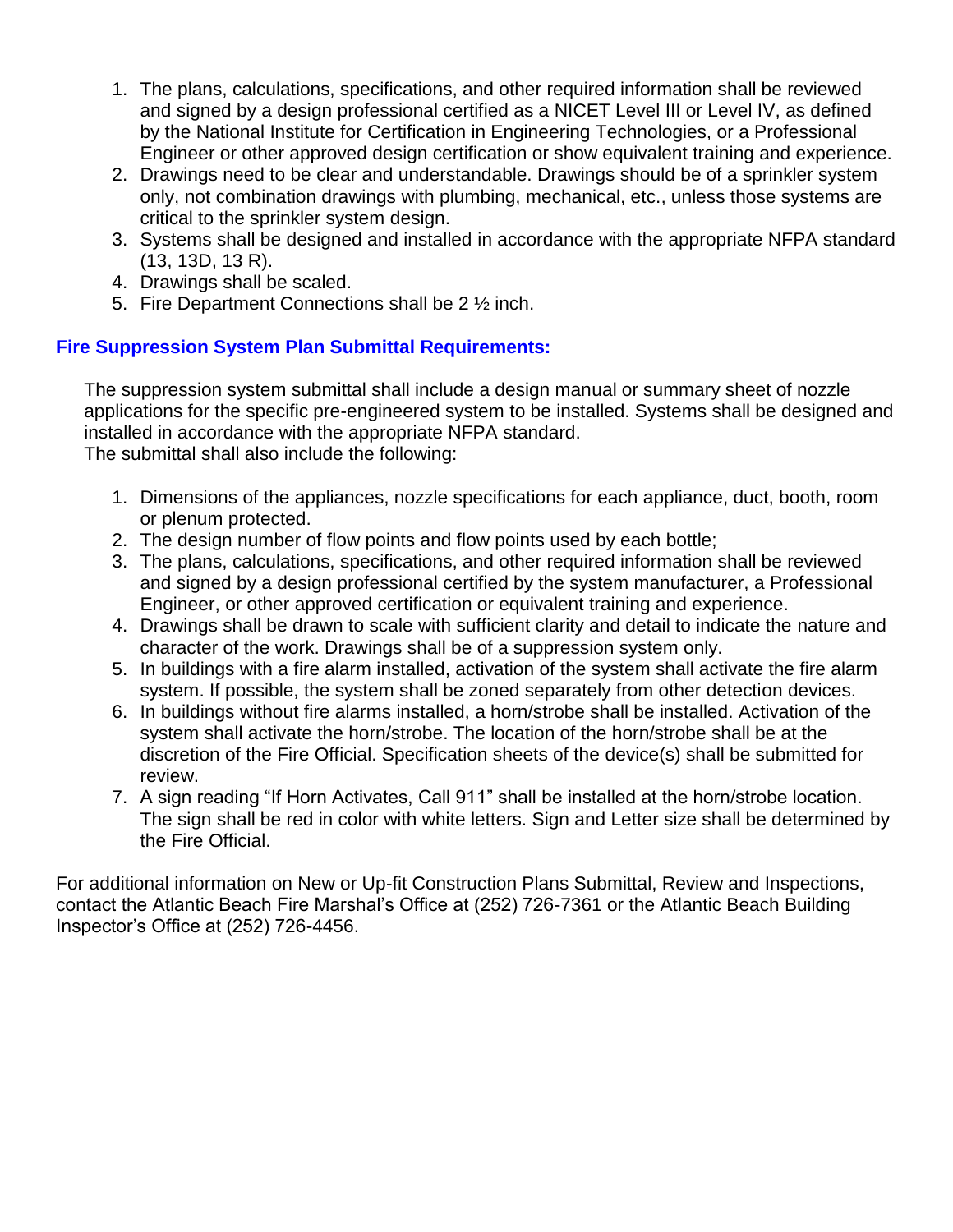1. The plans, calculations, specifications, and other required information shall be reviewed and signed by a design professional certified as a NICET Level III or Level IV, as defined by the National Institute for Certification in Engineering Technologies, or a Professional Engineer or other approved design certification or show equivalent training and experience.
2. Drawings need to be clear and understandable. Drawings should be of a sprinkler system only, not combination drawings with plumbing, mechanical, etc., unless those systems are critical to the sprinkler system design.
3. Systems shall be designed and installed in accordance with the appropriate NFPA standard (13, 13D, 13 R).
4. Drawings shall be scaled.
5. Fire Department Connections shall be 2 ½ inch.

### Fire Suppression System Plan Submittal Requirements:

The suppression system submittal shall include a design manual or summary sheet of nozzle applications for the specific pre-engineered system to be installed. Systems shall be designed and installed in accordance with the appropriate NFPA standard.
The submittal shall also include the following:

1. Dimensions of the appliances, nozzle specifications for each appliance, duct, booth, room or plenum protected.
2. The design number of flow points and flow points used by each bottle;
3. The plans, calculations, specifications, and other required information shall be reviewed and signed by a design professional certified by the system manufacturer, a Professional Engineer, or other approved certification or equivalent training and experience.
4. Drawings shall be drawn to scale with sufficient clarity and detail to indicate the nature and character of the work. Drawings shall be of a suppression system only.
5. In buildings with a fire alarm installed, activation of the system shall activate the fire alarm system. If possible, the system shall be zoned separately from other detection devices.
6. In buildings without fire alarms installed, a horn/strobe shall be installed. Activation of the system shall activate the horn/strobe. The location of the horn/strobe shall be at the discretion of the Fire Official. Specification sheets of the device(s) shall be submitted for review.
7. A sign reading "If Horn Activates, Call 911" shall be installed at the horn/strobe location. The sign shall be red in color with white letters. Sign and Letter size shall be determined by the Fire Official.

For additional information on New or Up-fit Construction Plans Submittal, Review and Inspections, contact the Atlantic Beach Fire Marshal's Office at (252) 726-7361 or the Atlantic Beach Building Inspector's Office at (252) 726-4456.